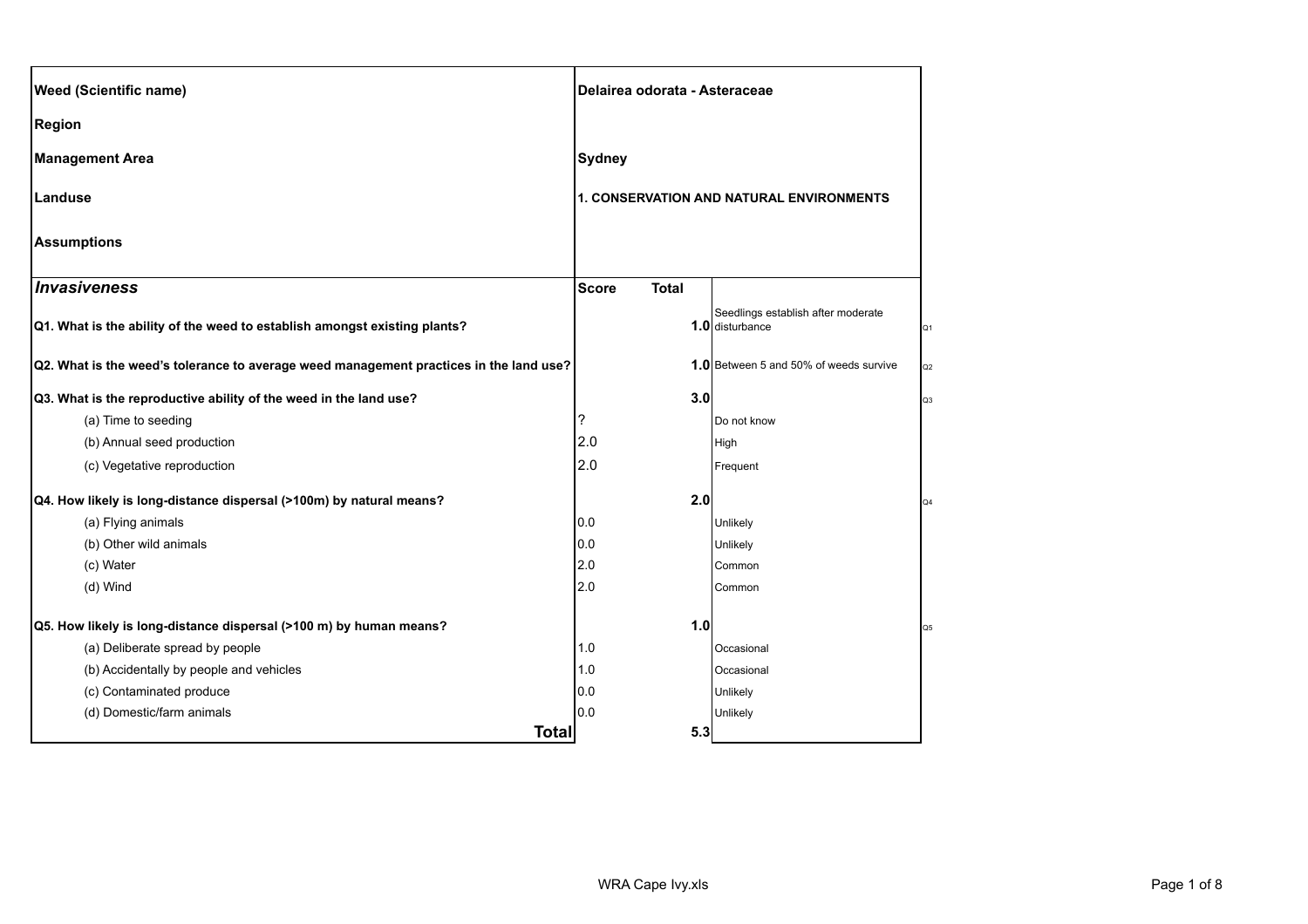| Weed (Scientific name) | Delairea odorata - Asteraceae | | |
|---|---|---|---|
| Region | | | |
| Management Area | Sydney | | |
| Landuse | 1. CONSERVATION AND NATURAL ENVIRONMENTS | | |
| Assumptions | | | |

| *Invasiveness* | Score | Total | | |
|---|---|---|---|---|
| **Q1. What is the ability of the weed to establish amongst existing plants?** | | **1.0** | Seedlings establish after moderate disturbance | Q1 |
| **Q2. What is the weed's tolerance to average weed management practices in the land use?** | | **1.0** | Between 5 and 50% of weeds survive | Q2 |
| **Q3. What is the reproductive ability of the weed in the land use?** | | **3.0** | | Q3 |
| (a) Time to seeding | ? | | Do not know | |
| (b) Annual seed production | 2.0 | | High | |
| (c) Vegetative reproduction | 2.0 | | Frequent | |
| **Q4. How likely is long-distance dispersal (>100m) by natural means?** | | **2.0** | | Q4 |
| (a) Flying animals | 0.0 | | Unlikely | |
| (b) Other wild animals | 0.0 | | Unlikely | |
| (c) Water | 2.0 | | Common | |
| (d) Wind | 2.0 | | Common | |
| **Q5. How likely is long-distance dispersal (>100 m) by human means?** | | **1.0** | | Q5 |
| (a) Deliberate spread by people | 1.0 | | Occasional | |
| (b) Accidentally by people and vehicles | 1.0 | | Occasional | |
| (c) Contaminated produce | 0.0 | | Unlikely | |
| (d) Domestic/farm animals | 0.0 | | Unlikely | |
| **Total** | | **5.3** | | |

WRA Cape Ivy.xls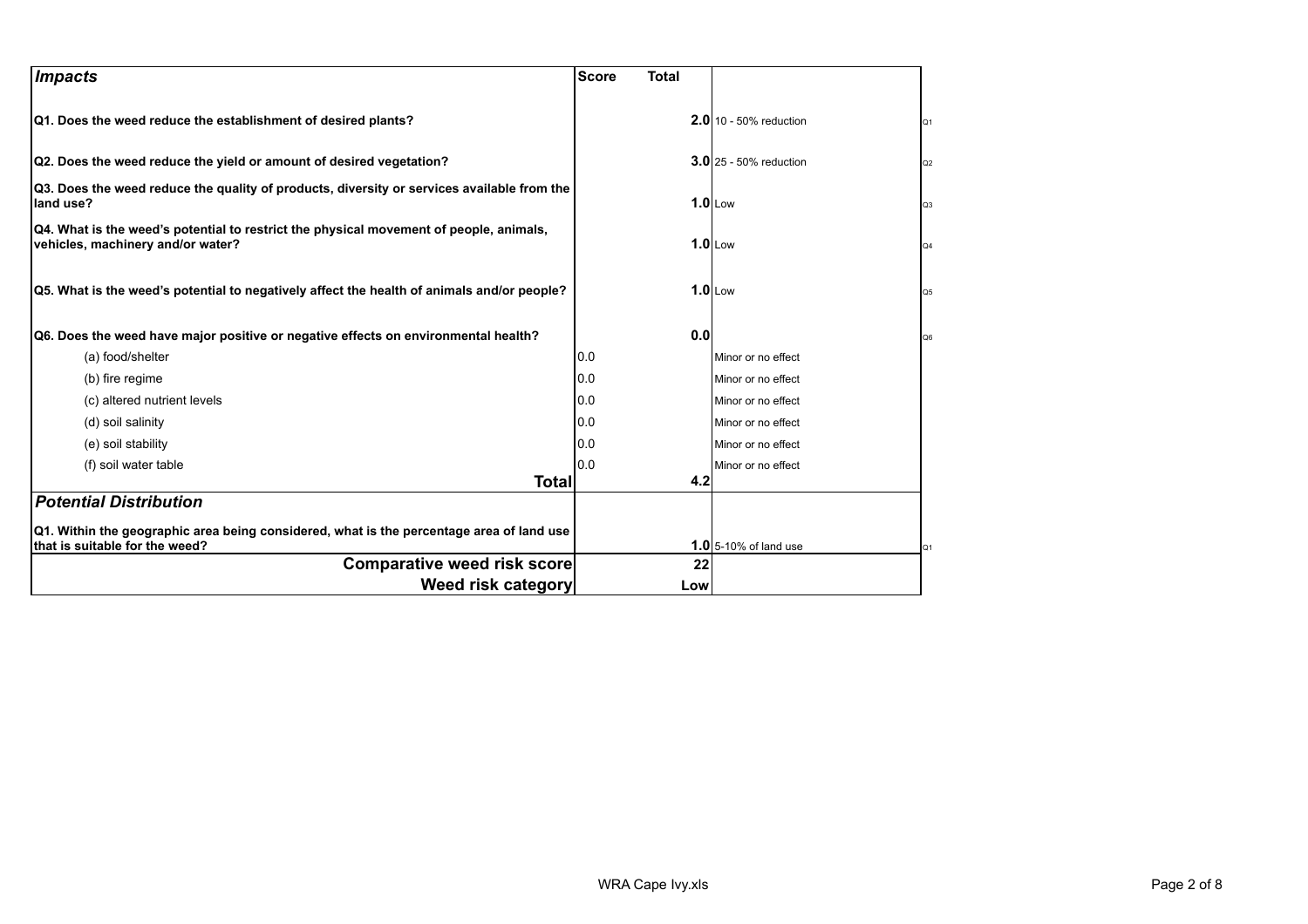| *Impacts* | Score | Total | | |
|---|---|---|---|---|
| **Q1. Does the weed reduce the establishment of desired plants?** | | **2.0** | 10 - 50% reduction | Q1 |
| **Q2. Does the weed reduce the yield or amount of desired vegetation?** | | **3.0** | 25 - 50% reduction | Q2 |
| **Q3. Does the weed reduce the quality of products, diversity or services available from the land use?** | | **1.0** | Low | Q3 |
| **Q4. What is the weed's potential to restrict the physical movement of people, animals, vehicles, machinery and/or water?** | | **1.0** | Low | Q4 |
| **Q5. What is the weed's potential to negatively affect the health of animals and/or people?** | | **1.0** | Low | Q5 |
| **Q6. Does the weed have major positive or negative effects on environmental health?** | | **0.0** | | Q6 |
| (a) food/shelter | 0.0 | | Minor or no effect | |
| (b) fire regime | 0.0 | | Minor or no effect | |
| (c) altered nutrient levels | 0.0 | | Minor or no effect | |
| (d) soil salinity | 0.0 | | Minor or no effect | |
| (e) soil stability | 0.0 | | Minor or no effect | |
| (f) soil water table | 0.0 | | Minor or no effect | |
| **Total** | | **4.2** | | |
| ***Potential Distribution*** | | | | |
| **Q1. Within the geographic area being considered, what is the percentage area of land use that is suitable for the weed?** | | **1.0** | 5-10% of land use | Q1 |
| **Comparative weed risk score** | | **22** | | |
| **Weed risk category** | | **Low** | | |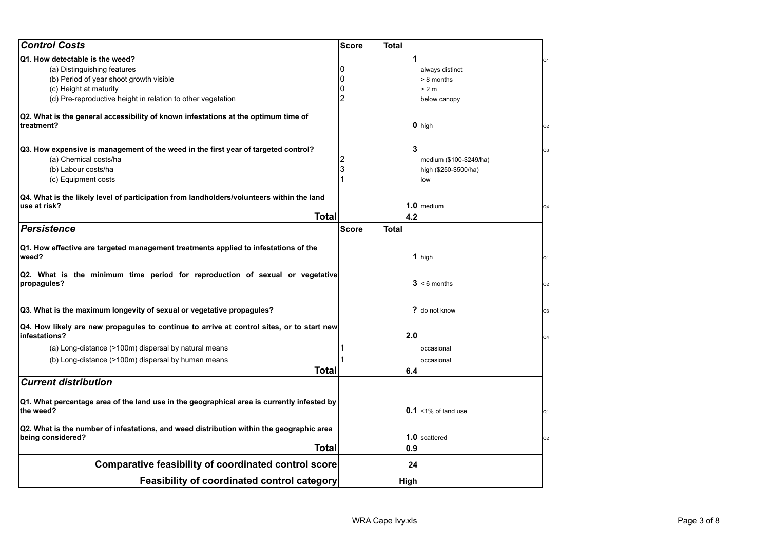| *Control Costs* | Score | Total | | |
|---|---|---|---|---|
| **Q1. How detectable is the weed?** | | 1 | | Q1 |
| (a) Distinguishing features | 0 | | always distinct | |
| (b) Period of year shoot growth visible | 0 | | > 8 months | |
| (c) Height at maturity | 0 | | > 2 m | |
| (d) Pre-reproductive height in relation to other vegetation | 2 | | below canopy | |
| **Q2. What is the general accessibility of known infestations at the optimum time of treatment?** | | **0** | high | Q2 |
| **Q3. How expensive is management of the weed in the first year of targeted control?** | | 3 | | Q3 |
| (a) Chemical costs/ha | 2 | | medium ($100-$249/ha) | |
| (b) Labour costs/ha | 3 | | high ($250-$500/ha) | |
| (c) Equipment costs | 1 | | low | |
| **Q4. What is the likely level of participation from landholders/volunteers within the land use at risk?** | | **1.0** | medium | Q4 |
| **Total** | | **4.2** | | |
| ***Persistence*** | **Score** | **Total** | | |
| **Q1. How effective are targeted management treatments applied to infestations of the weed?** | | **1** | high | Q1 |
| **Q2. What is the minimum time period for reproduction of sexual or vegetative propagules?** | | **3** | < 6 months | Q2 |
| **Q3. What is the maximum longevity of sexual or vegetative propagules?** | | **?** | do not know | Q3 |
| **Q4. How likely are new propagules to continue to arrive at control sites, or to start new infestations?** | | **2.0** | | Q4 |
| (a) Long-distance (>100m) dispersal by natural means | 1 | | occasional | |
| (b) Long-distance (>100m) dispersal by human means | 1 | | occasional | |
| **Total** | | **6.4** | | |
| ***Current distribution*** | | | | |
| **Q1. What percentage area of the land use in the geographical area is currently infested by the weed?** | | **0.1** | <1% of land use | Q1 |
| **Q2. What is the number of infestations, and weed distribution within the geographic area being considered?** | | **1.0** | scattered | Q2 |
| **Total** | | **0.9** | | |
| **Comparative feasibility of coordinated control score** | | **24** | | |
| **Feasibility of coordinated control category** | | **High** | | |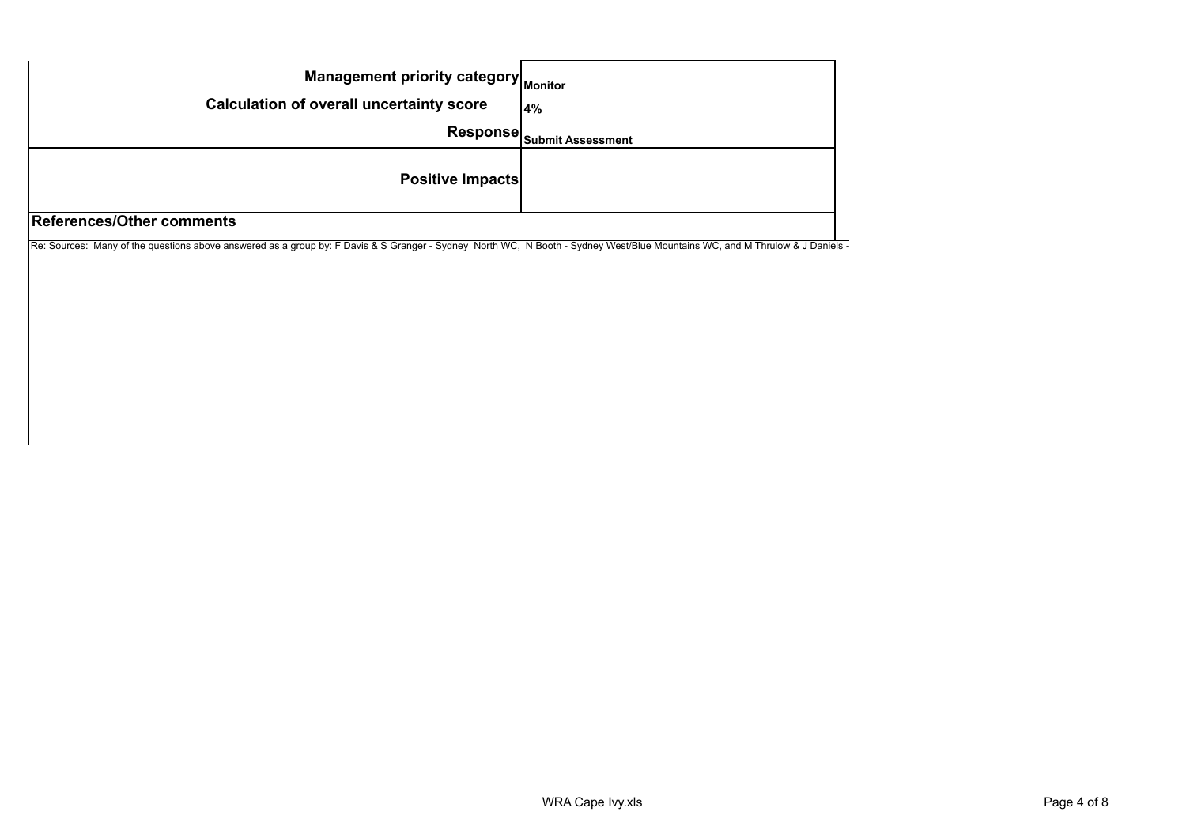| | |
|---|---|
| **Management priority category** | **Monitor** |
| **Calculation of overall uncertainty score** | **4%** |
| **Response** | **Submit Assessment** |
| **Positive Impacts** | |

**References/Other comments**

Re: Sources: Many of the questions above answered as a group by: F Davis & S Granger - Sydney North WC, N Booth - Sydney West/Blue Mountains WC, and M Thrulow & J Daniels -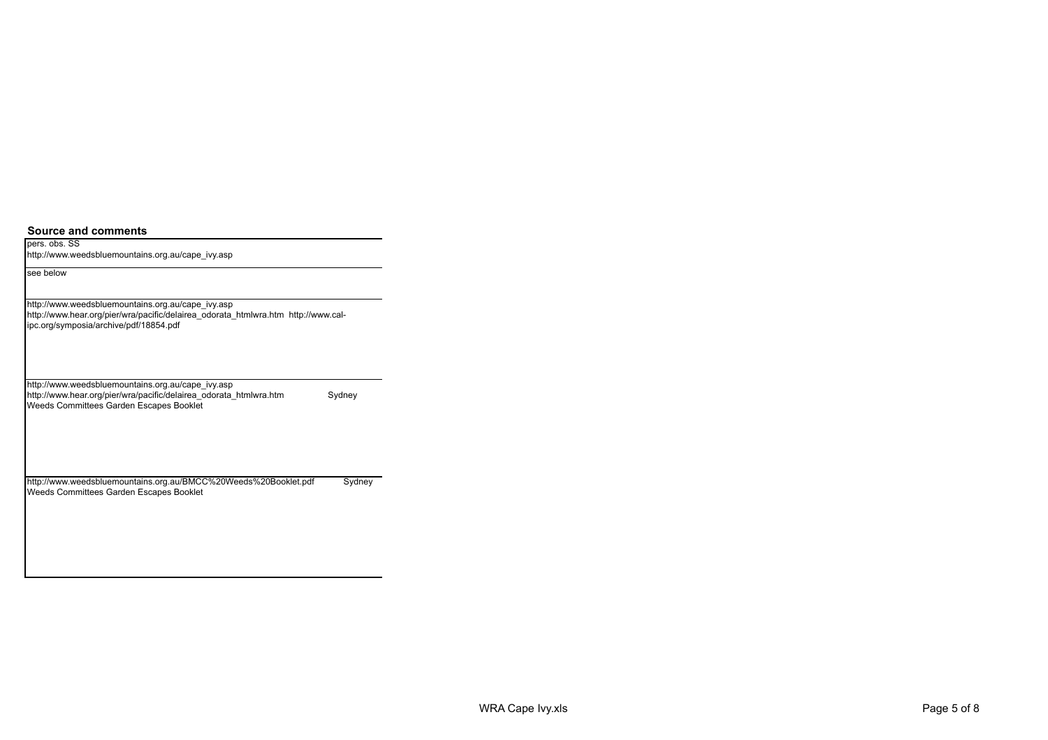| Source and comments |
| --- |
| pers. obs. SS<br>http://www.weedsbluemountains.org.au/cape_ivy.asp |
| see below |
| http://www.weedsbluemountains.org.au/cape_ivy.asp<br>http://www.hear.org/pier/wra/pacific/delairea_odorata_htmlwra.htm http://www.cal-ipc.org/symposia/archive/pdf/18854.pdf |
| http://www.weedsbluemountains.org.au/cape_ivy.asp<br>http://www.hear.org/pier/wra/pacific/delairea_odorata_htmlwra.htm Sydney Weeds Committees Garden Escapes Booklet |
| http://www.weedsbluemountains.org.au/BMCC%20Weeds%20Booklet.pdf Sydney Weeds Committees Garden Escapes Booklet |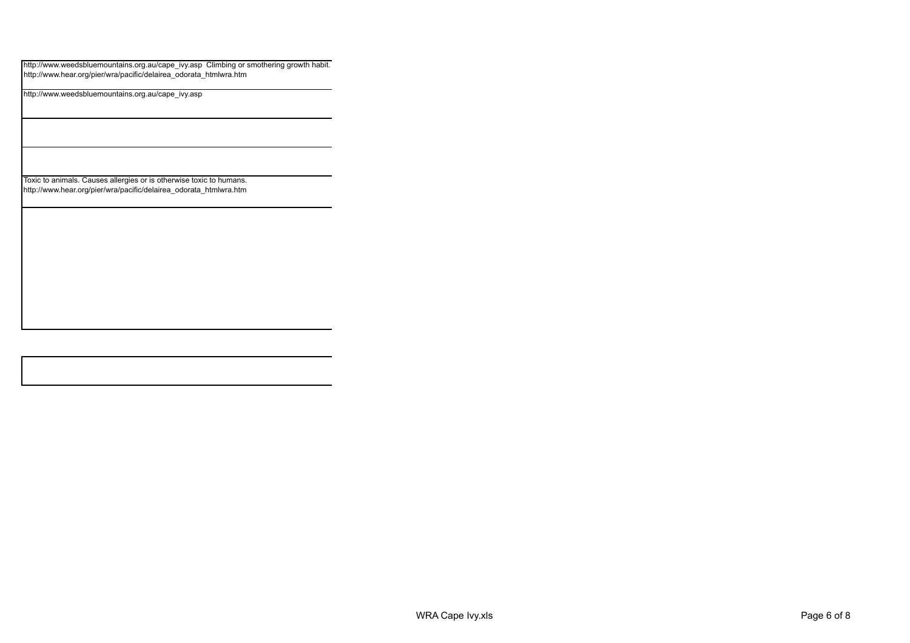http://www.weedsbluemountains.org.au/cape_ivy.asp Climbing or smothering growth habit.
http://www.hear.org/pier/wra/pacific/delairea_odorata_htmlwra.htm

http://www.weedsbluemountains.org.au/cape_ivy.asp

Toxic to animals. Causes allergies or is otherwise toxic to humans.
http://www.hear.org/pier/wra/pacific/delairea_odorata_htmlwra.htm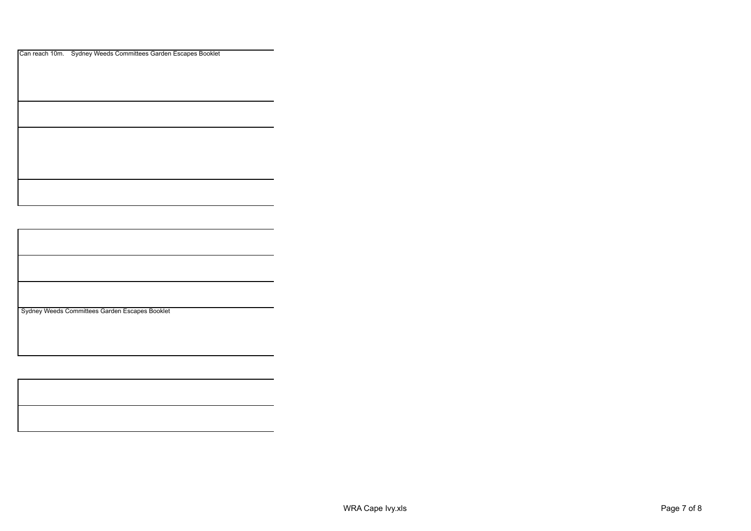Can reach 10m. Sydney Weeds Committees Garden Escapes Booklet

Sydney Weeds Committees Garden Escapes Booklet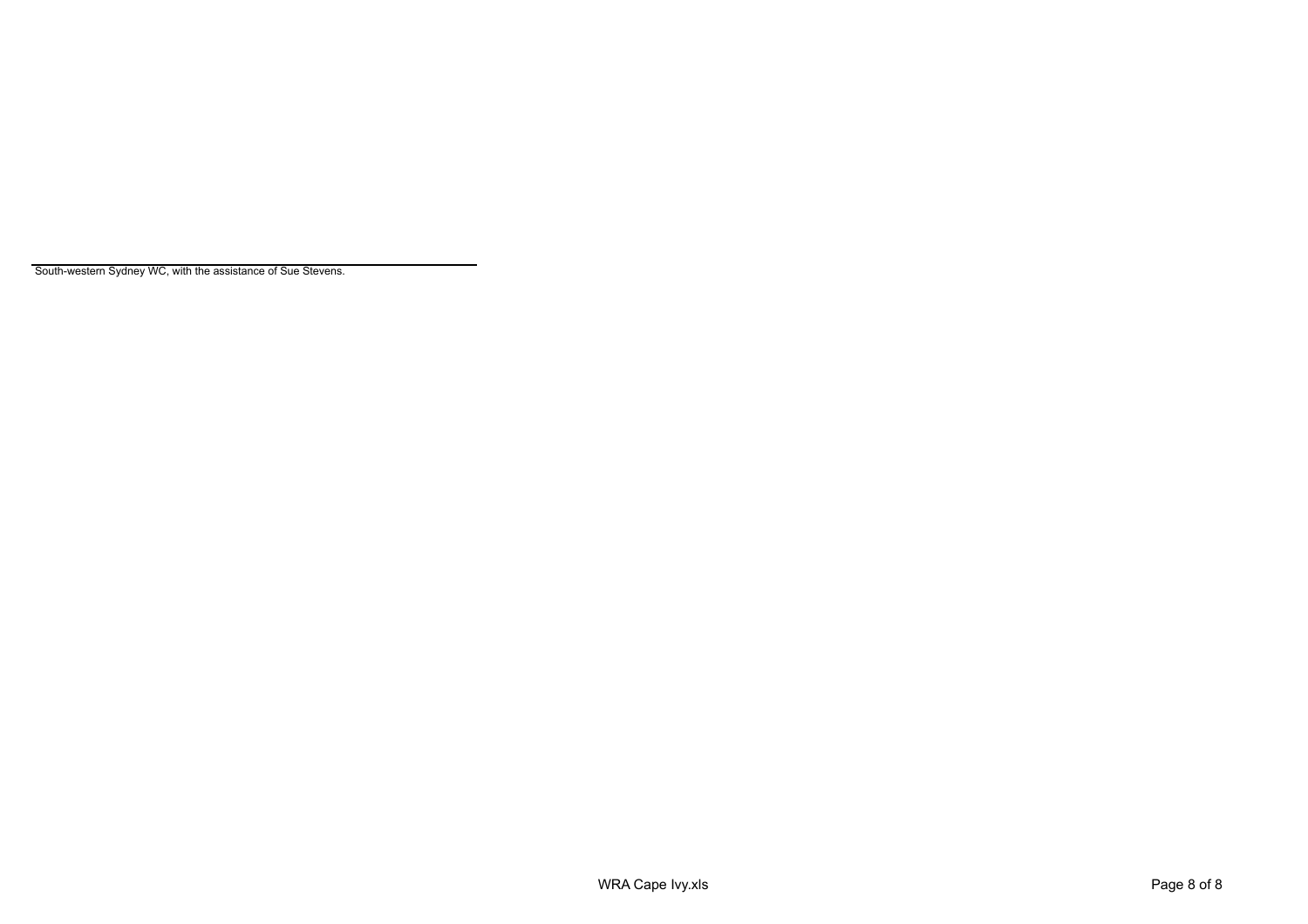South-western Sydney WC, with the assistance of Sue Stevens.